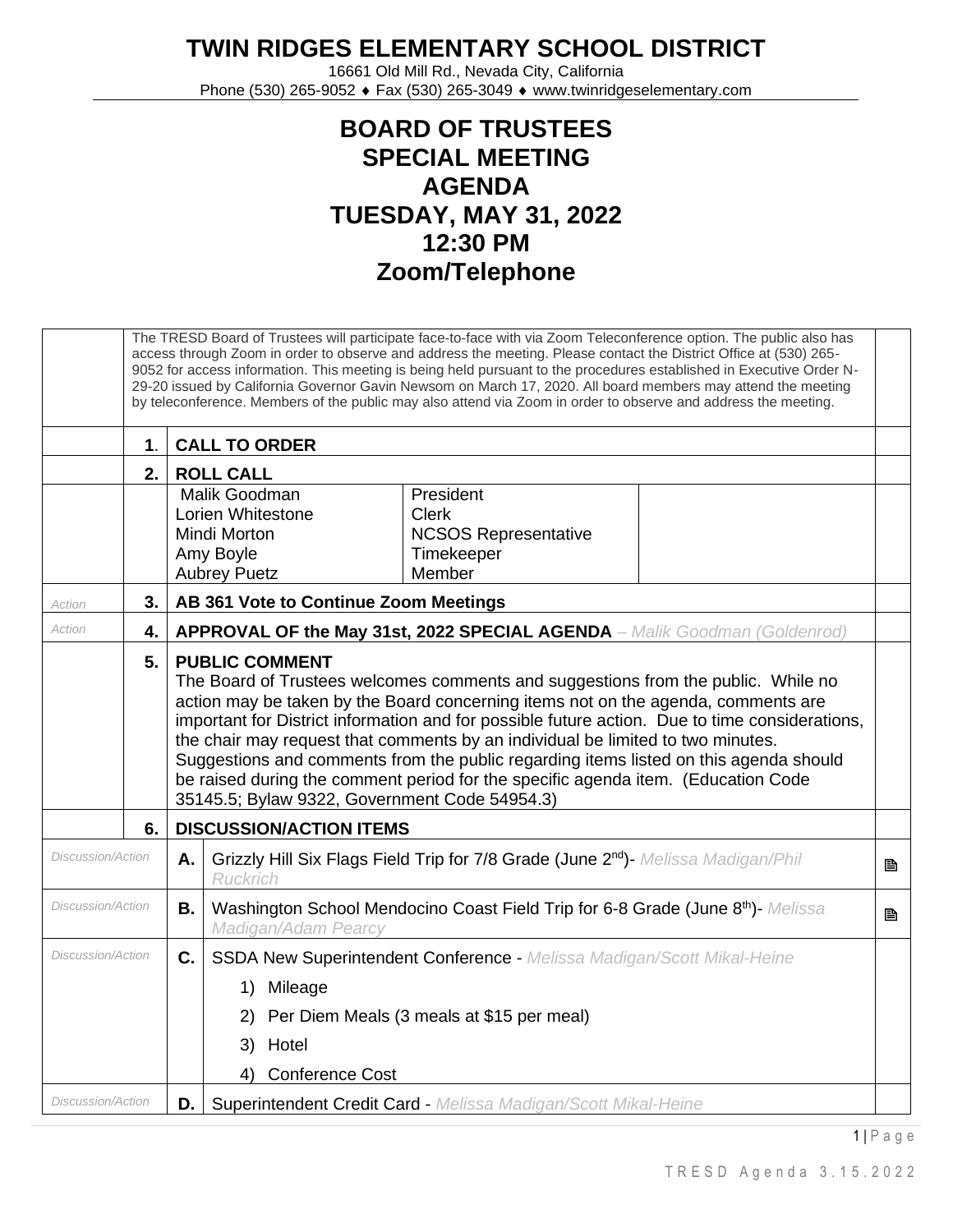# TWIN RIDGES ELEMENTARY SCHOOL DISTRICT

16661 Old Mill Rd., Nevada City, California
Phone (530) 265-9052 ♦ Fax (530) 265-3049 ♦ www.twinridgeselementary.com

## BOARD OF TRUSTEES
## SPECIAL MEETING
## AGENDA
## TUESDAY, MAY 31, 2022
## 12:30 PM
## Zoom/Telephone

The TRESD Board of Trustees will participate face-to-face with via Zoom Teleconference option. The public also has access through Zoom in order to observe and address the meeting. Please contact the District Office at (530) 265-9052 for access information. This meeting is being held pursuant to the procedures established in Executive Order N-29-20 issued by California Governor Gavin Newsom on March 17, 2020. All board members may attend the meeting by teleconference. Members of the public may also attend via Zoom in order to observe and address the meeting.

| | | |
|---|---|---|
| | **1.** | **CALL TO ORDER** |
| | **2.** | **ROLL CALL** |

| Name | Role |
|---|---|
| Malik Goodman | President |
| Lorien Whitestone | Clerk |
| Mindi Morton | NCSOS Representative |
| Amy Boyle | Timekeeper |
| Aubrey Puetz | Member |

| | | |
|---|---|---|
| *Action* | **3.** | **AB 361 Vote to Continue Zoom Meetings** |
| *Action* | **4.** | **APPROVAL OF the May 31st, 2022 SPECIAL AGENDA** – *Malik Goodman (Goldenrod)* |

**5. PUBLIC COMMENT**
The Board of Trustees welcomes comments and suggestions from the public. While no action may be taken by the Board concerning items not on the agenda, comments are important for District information and for possible future action. Due to time considerations, the chair may request that comments by an individual be limited to two minutes. Suggestions and comments from the public regarding items listed on this agenda should be raised during the comment period for the specific agenda item. (Education Code 35145.5; Bylaw 9322, Government Code 54954.3)

**6. DISCUSSION/ACTION ITEMS**

| | | |
|---|---|---|
| *Discussion/Action* | **A.** | Grizzly Hill Six Flags Field Trip for 7/8 Grade (June 2nd)- *Melissa Madigan/Phil Ruckrich* |
| *Discussion/Action* | **B.** | Washington School Mendocino Coast Field Trip for 6-8 Grade (June 8th)- *Melissa Madigan/Adam Pearcy* |
| *Discussion/Action* | **C.** | SSDA New Superintendent Conference - *Melissa Madigan/Scott Mikal-Heine*<br>1) Mileage<br>2) Per Diem Meals (3 meals at $15 per meal)<br>3) Hotel<br>4) Conference Cost |
| *Discussion/Action* | **D.** | Superintendent Credit Card - *Melissa Madigan/Scott Mikal-Heine* |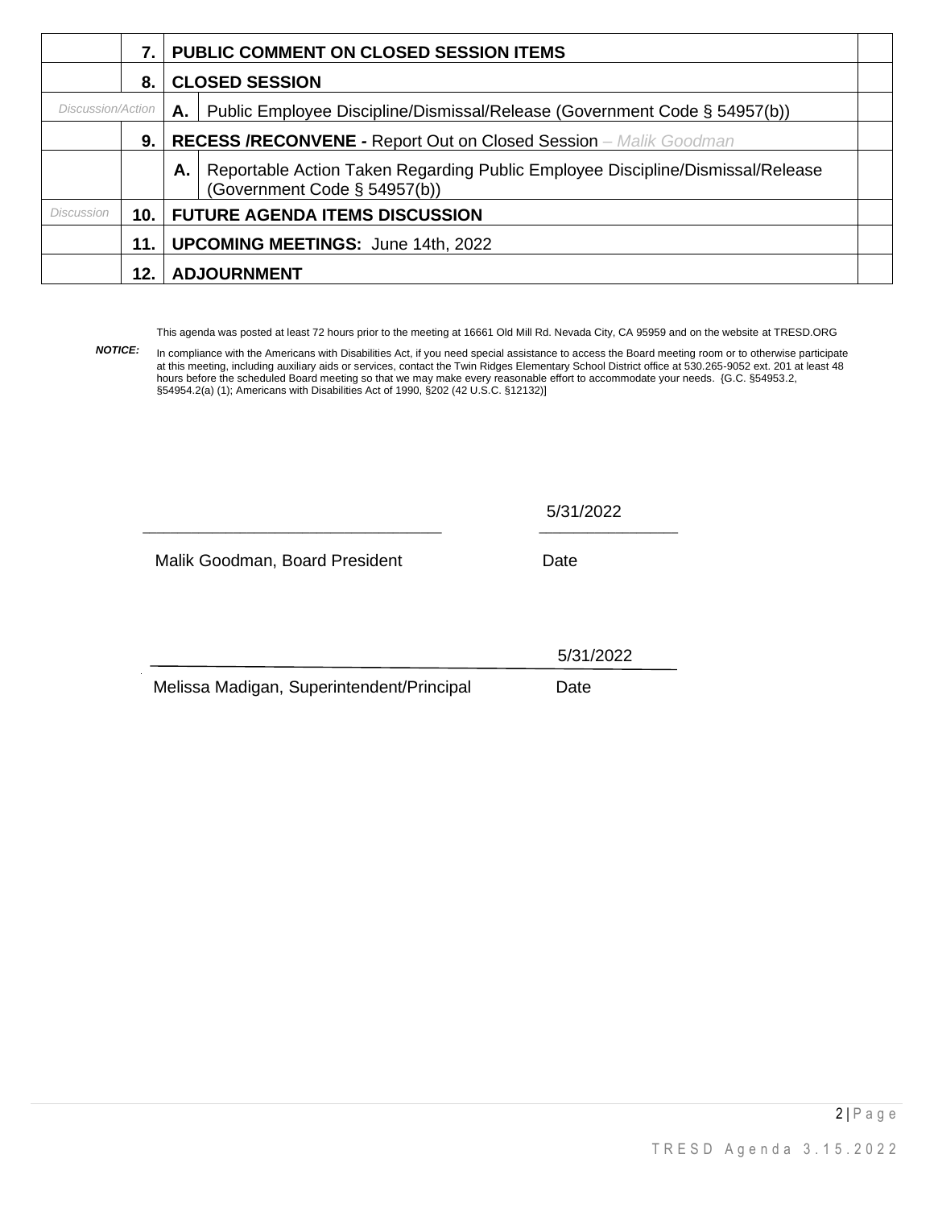| | | | | |
|---|---|---|---|---|
| | **7.** | **PUBLIC COMMENT ON CLOSED SESSION ITEMS** | | |
| | **8.** | **CLOSED SESSION** | | |
| *Discussion/Action* | | **A.** | Public Employee Discipline/Dismissal/Release (Government Code § 54957(b)) | |
| | **9.** | **RECESS /RECONVENE -** Report Out on Closed Session – *Malik Goodman* | | |
| | | **A.** | Reportable Action Taken Regarding Public Employee Discipline/Dismissal/Release (Government Code § 54957(b)) | |
| *Discussion* | **10.** | **FUTURE AGENDA ITEMS DISCUSSION** | | |
| | **11.** | **UPCOMING MEETINGS:** June 14th, 2022 | | |
| | **12.** | **ADJOURNMENT** | | |

This agenda was posted at least 72 hours prior to the meeting at 16661 Old Mill Rd. Nevada City, CA 95959 and on the website at TRESD.ORG

***NOTICE:*** In compliance with the Americans with Disabilities Act, if you need special assistance to access the Board meeting room or to otherwise participate at this meeting, including auxiliary aids or services, contact the Twin Ridges Elementary School District office at 530.265-9052 ext. 201 at least 48 hours before the scheduled Board meeting so that we may make every reasonable effort to accommodate your needs. {G.C. §54953.2, §54954.2(a) (1); Americans with Disabilities Act of 1990, §202 (42 U.S.C. §12132)]

\_\_\_\_\_\_\_\_\_\_\_\_\_\_\_\_\_\_\_\_\_\_\_\_\_\_\_\_\_\_ 5/31/2022

Malik Goodman, Board President Date

\_\_\_\_\_\_\_\_\_\_\_\_\_\_\_\_\_\_\_\_\_\_\_\_\_\_\_\_\_\_ 5/31/2022

Melissa Madigan, Superintendent/Principal Date